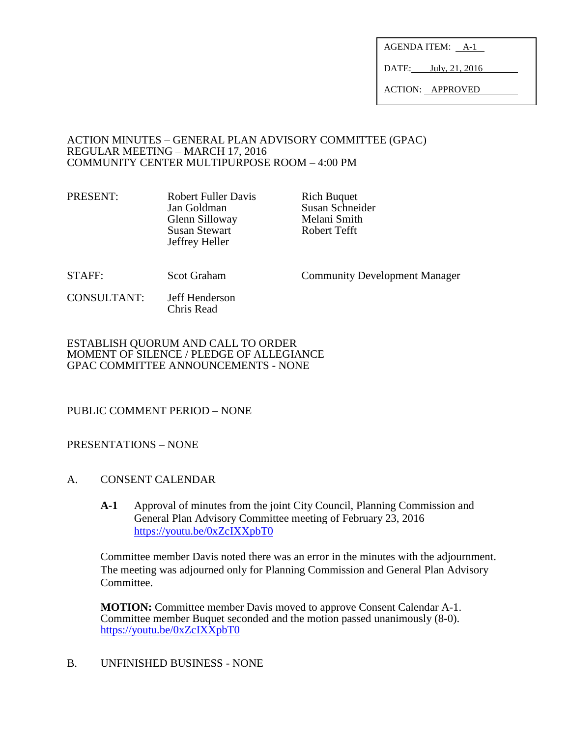AGENDA ITEM: A-1

DATE: July, 21, 2016

ACTION: APPROVED

ACTION MINUTES – GENERAL PLAN ADVISORY COMMITTEE (GPAC)
REGULAR MEETING – MARCH 17, 2016
COMMUNITY CENTER MULTIPURPOSE ROOM – 4:00 PM

| | | |
|---|---|---|
| PRESENT: | Robert Fuller Davis | Rich Buquet |
| | Jan Goldman | Susan Schneider |
| | Glenn Silloway | Melani Smith |
| | Susan Stewart | Robert Tefft |
| | Jeffrey Heller | |
| STAFF: | Scot Graham | Community Development Manager |
| CONSULTANT: | Jeff Henderson | |
| | Chris Read | |

ESTABLISH QUORUM AND CALL TO ORDER
MOMENT OF SILENCE / PLEDGE OF ALLEGIANCE
GPAC COMMITTEE ANNOUNCEMENTS - NONE

PUBLIC COMMENT PERIOD – NONE

PRESENTATIONS – NONE

A. CONSENT CALENDAR

**A-1** Approval of minutes from the joint City Council, Planning Commission and General Plan Advisory Committee meeting of February 23, 2016
https://youtu.be/0xZcIXXpbT0

Committee member Davis noted there was an error in the minutes with the adjournment. The meeting was adjourned only for Planning Commission and General Plan Advisory Committee.

**MOTION:** Committee member Davis moved to approve Consent Calendar A-1. Committee member Buquet seconded and the motion passed unanimously (8-0).
https://youtu.be/0xZcIXXpbT0

B. UNFINISHED BUSINESS - NONE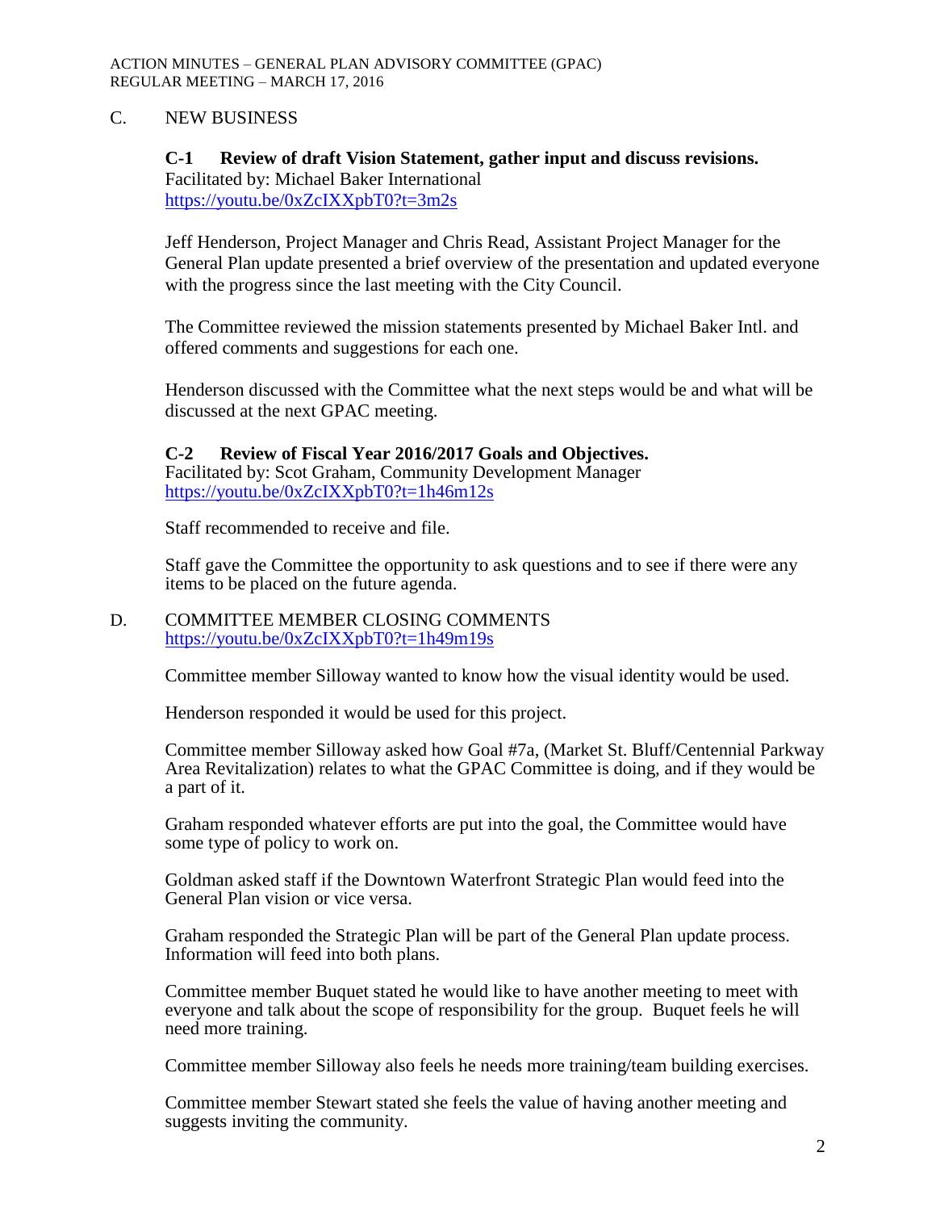## C. NEW BUSINESS

### C-1 Review of draft Vision Statement, gather input and discuss revisions.

Facilitated by: Michael Baker International
https://youtu.be/0xZcIXXpbT0?t=3m2s

Jeff Henderson, Project Manager and Chris Read, Assistant Project Manager for the General Plan update presented a brief overview of the presentation and updated everyone with the progress since the last meeting with the City Council.

The Committee reviewed the mission statements presented by Michael Baker Intl. and offered comments and suggestions for each one.

Henderson discussed with the Committee what the next steps would be and what will be discussed at the next GPAC meeting.

### C-2 Review of Fiscal Year 2016/2017 Goals and Objectives.

Facilitated by: Scot Graham, Community Development Manager
https://youtu.be/0xZcIXXpbT0?t=1h46m12s

Staff recommended to receive and file.

Staff gave the Committee the opportunity to ask questions and to see if there were any items to be placed on the future agenda.

## D. COMMITTEE MEMBER CLOSING COMMENTS

https://youtu.be/0xZcIXXpbT0?t=1h49m19s

Committee member Silloway wanted to know how the visual identity would be used.

Henderson responded it would be used for this project.

Committee member Silloway asked how Goal #7a, (Market St. Bluff/Centennial Parkway Area Revitalization) relates to what the GPAC Committee is doing, and if they would be a part of it.

Graham responded whatever efforts are put into the goal, the Committee would have some type of policy to work on.

Goldman asked staff if the Downtown Waterfront Strategic Plan would feed into the General Plan vision or vice versa.

Graham responded the Strategic Plan will be part of the General Plan update process. Information will feed into both plans.

Committee member Buquet stated he would like to have another meeting to meet with everyone and talk about the scope of responsibility for the group. Buquet feels he will need more training.

Committee member Silloway also feels he needs more training/team building exercises.

Committee member Stewart stated she feels the value of having another meeting and suggests inviting the community.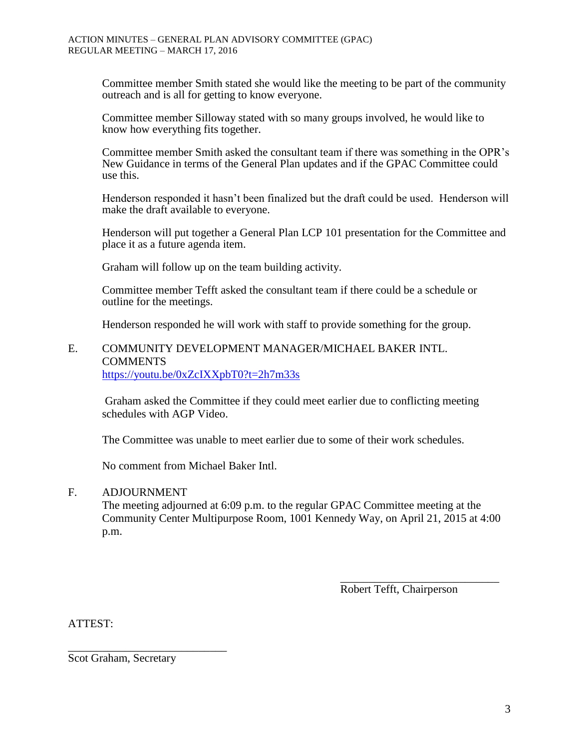Committee member Smith stated she would like the meeting to be part of the community outreach and is all for getting to know everyone.

Committee member Silloway stated with so many groups involved, he would like to know how everything fits together.

Committee member Smith asked the consultant team if there was something in the OPR's New Guidance in terms of the General Plan updates and if the GPAC Committee could use this.

Henderson responded it hasn't been finalized but the draft could be used. Henderson will make the draft available to everyone.

Henderson will put together a General Plan LCP 101 presentation for the Committee and place it as a future agenda item.

Graham will follow up on the team building activity.

Committee member Tefft asked the consultant team if there could be a schedule or outline for the meetings.

Henderson responded he will work with staff to provide something for the group.

E. COMMUNITY DEVELOPMENT MANAGER/MICHAEL BAKER INTL. COMMENTS
https://youtu.be/0xZcIXXpbT0?t=2h7m33s

Graham asked the Committee if they could meet earlier due to conflicting meeting schedules with AGP Video.

The Committee was unable to meet earlier due to some of their work schedules.

No comment from Michael Baker Intl.

F. ADJOURNMENT
The meeting adjourned at 6:09 p.m. to the regular GPAC Committee meeting at the Community Center Multipurpose Room, 1001 Kennedy Way, on April 21, 2015 at 4:00 p.m.

\_\_\_\_\_\_\_\_\_\_\_\_\_\_\_\_\_\_\_\_\_\_\_\_\_\_\_\_
Robert Tefft, Chairperson

ATTEST:

\_\_\_\_\_\_\_\_\_\_\_\_\_\_\_\_\_\_\_\_\_\_\_\_\_\_\_\_
Scot Graham, Secretary